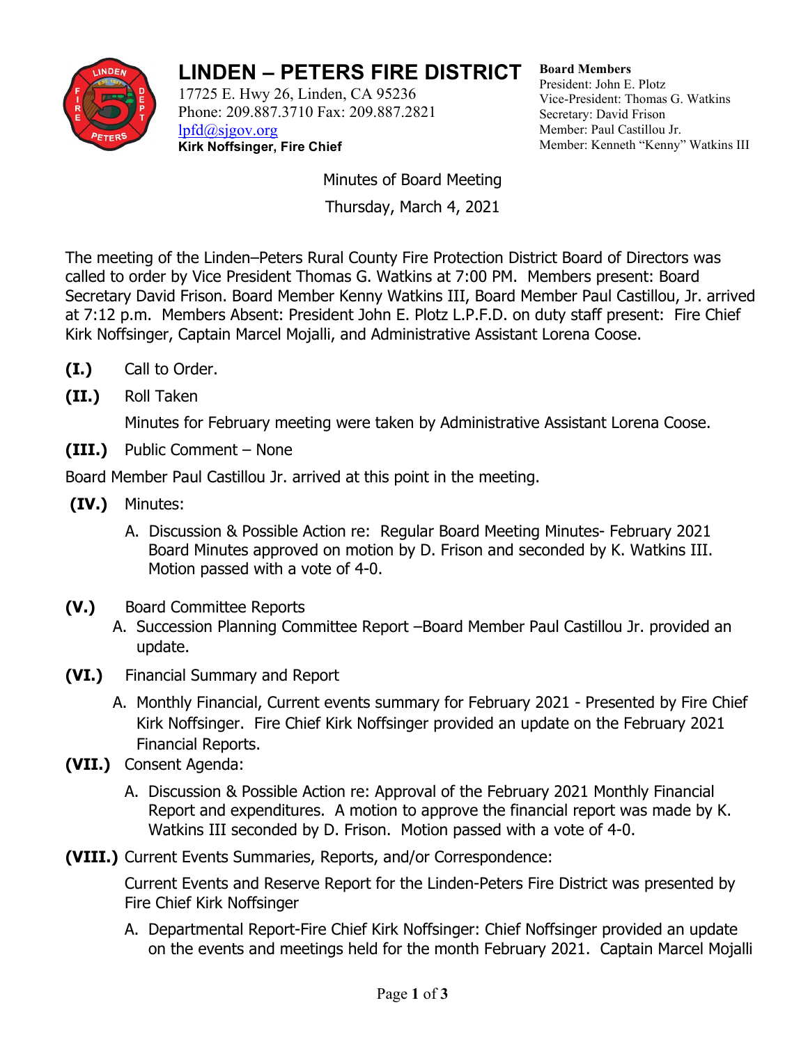# LINDEN – PETERS FIRE DISTRICT

17725 E. Hwy 26, Linden, CA 95236
Phone: 209.887.3710 Fax: 209.887.2821
lpfd@sjgov.org
**Kirk Noffsinger, Fire Chief**

**Board Members**
President: John E. Plotz
Vice-President: Thomas G. Watkins
Secretary: David Frison
Member: Paul Castillou Jr.
Member: Kenneth "Kenny" Watkins III

Minutes of Board Meeting

Thursday, March 4, 2021

The meeting of the Linden–Peters Rural County Fire Protection District Board of Directors was called to order by Vice President Thomas G. Watkins at 7:00 PM. Members present: Board Secretary David Frison. Board Member Kenny Watkins III, Board Member Paul Castillou, Jr. arrived at 7:12 p.m. Members Absent: President John E. Plotz L.P.F.D. on duty staff present: Fire Chief Kirk Noffsinger, Captain Marcel Mojalli, and Administrative Assistant Lorena Coose.

**(I.)** Call to Order.

**(II.)** Roll Taken

Minutes for February meeting were taken by Administrative Assistant Lorena Coose.

**(III.)** Public Comment – None

Board Member Paul Castillou Jr. arrived at this point in the meeting.

**(IV.)** Minutes:

A. Discussion & Possible Action re: Regular Board Meeting Minutes- February 2021 Board Minutes approved on motion by D. Frison and seconded by K. Watkins III. Motion passed with a vote of 4-0.

**(V.)** Board Committee Reports

A. Succession Planning Committee Report –Board Member Paul Castillou Jr. provided an update.

**(VI.)** Financial Summary and Report

A. Monthly Financial, Current events summary for February 2021 - Presented by Fire Chief Kirk Noffsinger. Fire Chief Kirk Noffsinger provided an update on the February 2021 Financial Reports.

**(VII.)** Consent Agenda:

A. Discussion & Possible Action re: Approval of the February 2021 Monthly Financial Report and expenditures. A motion to approve the financial report was made by K. Watkins III seconded by D. Frison. Motion passed with a vote of 4-0.

**(VIII.)** Current Events Summaries, Reports, and/or Correspondence:

Current Events and Reserve Report for the Linden-Peters Fire District was presented by Fire Chief Kirk Noffsinger

A. Departmental Report-Fire Chief Kirk Noffsinger: Chief Noffsinger provided an update on the events and meetings held for the month February 2021. Captain Marcel Mojalli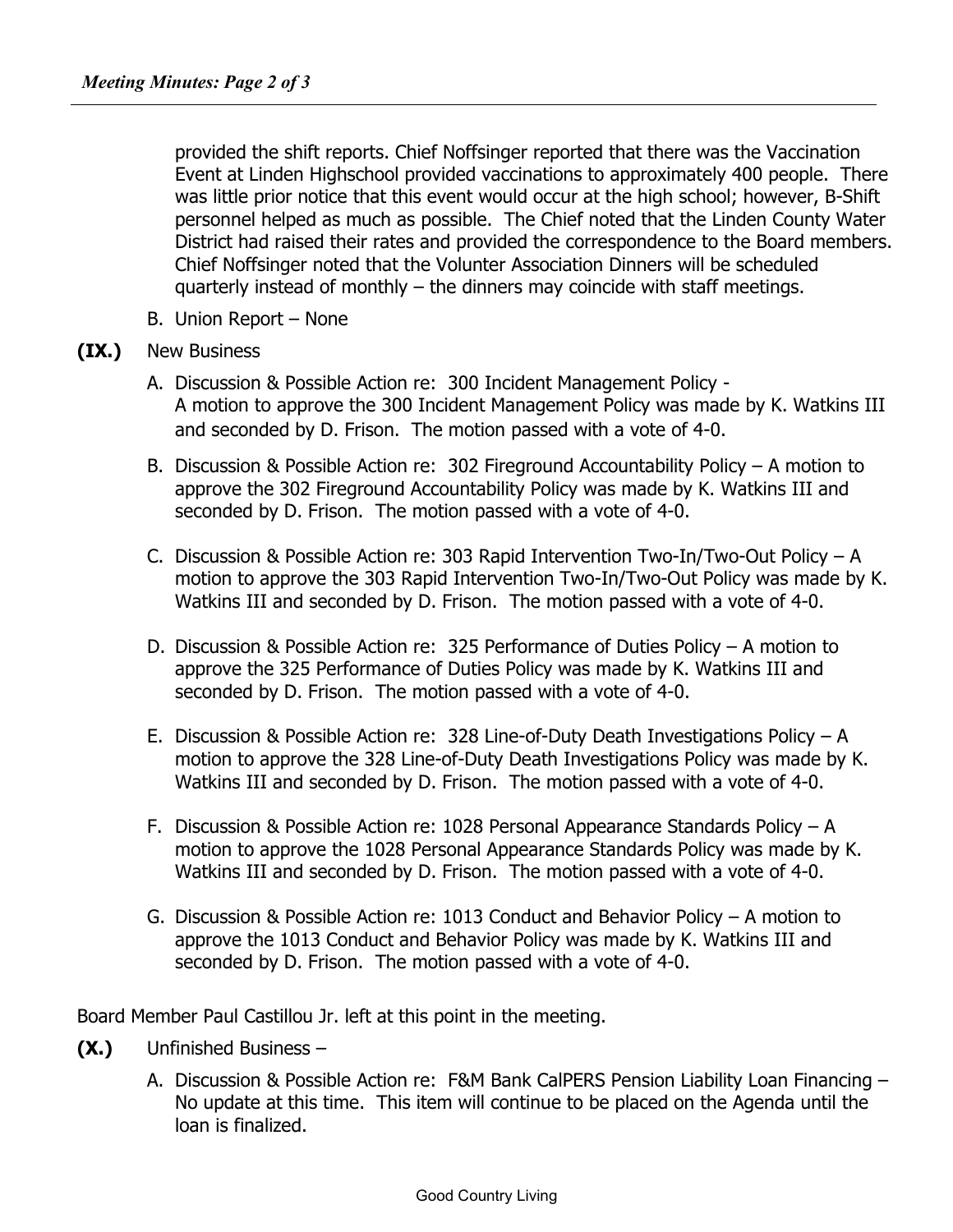provided the shift reports. Chief Noffsinger reported that there was the Vaccination Event at Linden Highschool provided vaccinations to approximately 400 people. There was little prior notice that this event would occur at the high school; however, B-Shift personnel helped as much as possible. The Chief noted that the Linden County Water District had raised their rates and provided the correspondence to the Board members. Chief Noffsinger noted that the Volunter Association Dinners will be scheduled quarterly instead of monthly – the dinners may coincide with staff meetings.

B. Union Report – None

**(IX.)** New Business

A. Discussion & Possible Action re: 300 Incident Management Policy - A motion to approve the 300 Incident Management Policy was made by K. Watkins III and seconded by D. Frison. The motion passed with a vote of 4-0.

B. Discussion & Possible Action re: 302 Fireground Accountability Policy – A motion to approve the 302 Fireground Accountability Policy was made by K. Watkins III and seconded by D. Frison. The motion passed with a vote of 4-0.

C. Discussion & Possible Action re: 303 Rapid Intervention Two-In/Two-Out Policy – A motion to approve the 303 Rapid Intervention Two-In/Two-Out Policy was made by K. Watkins III and seconded by D. Frison. The motion passed with a vote of 4-0.

D. Discussion & Possible Action re: 325 Performance of Duties Policy – A motion to approve the 325 Performance of Duties Policy was made by K. Watkins III and seconded by D. Frison. The motion passed with a vote of 4-0.

E. Discussion & Possible Action re: 328 Line-of-Duty Death Investigations Policy – A motion to approve the 328 Line-of-Duty Death Investigations Policy was made by K. Watkins III and seconded by D. Frison. The motion passed with a vote of 4-0.

F. Discussion & Possible Action re: 1028 Personal Appearance Standards Policy – A motion to approve the 1028 Personal Appearance Standards Policy was made by K. Watkins III and seconded by D. Frison. The motion passed with a vote of 4-0.

G. Discussion & Possible Action re: 1013 Conduct and Behavior Policy – A motion to approve the 1013 Conduct and Behavior Policy was made by K. Watkins III and seconded by D. Frison. The motion passed with a vote of 4-0.

Board Member Paul Castillou Jr. left at this point in the meeting.

**(X.)** Unfinished Business –

A. Discussion & Possible Action re: F&M Bank CalPERS Pension Liability Loan Financing – No update at this time. This item will continue to be placed on the Agenda until the loan is finalized.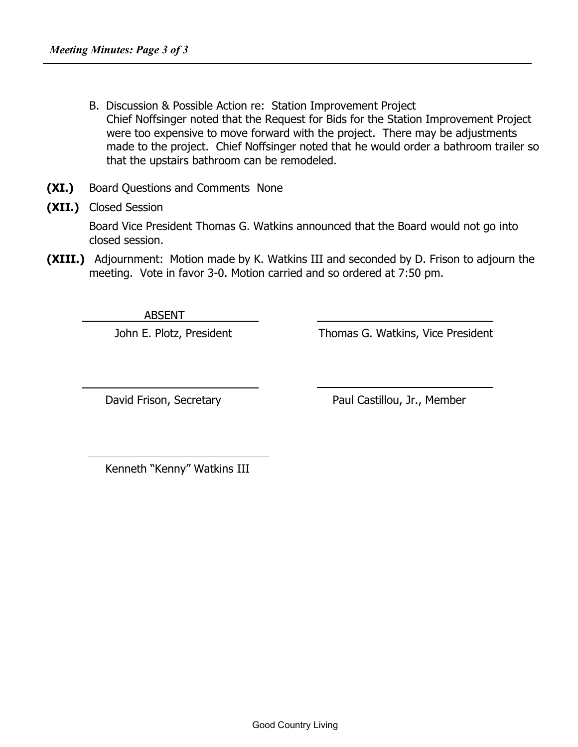B. Discussion & Possible Action re: Station Improvement Project
   Chief Noffsinger noted that the Request for Bids for the Station Improvement Project were too expensive to move forward with the project. There may be adjustments made to the project. Chief Noffsinger noted that he would order a bathroom trailer so that the upstairs bathroom can be remodeled.

**(XI.)** Board Questions and Comments None

**(XII.)** Closed Session

Board Vice President Thomas G. Watkins announced that the Board would not go into closed session.

**(XIII.)** Adjournment: Motion made by K. Watkins III and seconded by D. Frison to adjourn the meeting. Vote in favor 3-0. Motion carried and so ordered at 7:50 pm.

ABSENT
John E. Plotz, President

Thomas G. Watkins, Vice President

David Frison, Secretary

Paul Castillou, Jr., Member

Kenneth "Kenny" Watkins III

Good Country Living